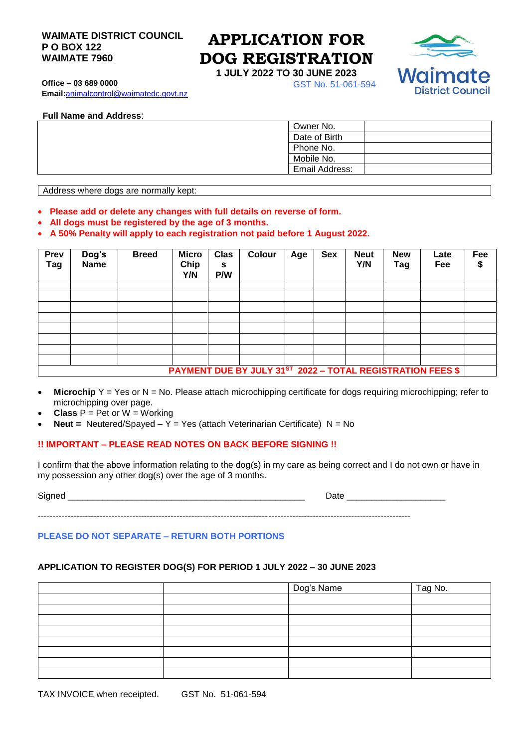**WAIMATE DISTRICT COUNCIL**
**P O BOX 122**
**WAIMATE 7960**

**Office – 03 689 0000**
**Email:**animalcontrol@waimatedc.govt.nz

# APPLICATION FOR DOG REGISTRATION

**1 JULY 2022 TO 30 JUNE 2023**

GST No. 51-061-594

Waimate District Council

**Full Name and Address**:

| | | |
|---|---|---|
| | Owner No. | |
| | Date of Birth | |
| | Phone No. | |
| | Mobile No. | |
| | Email Address: | |

| Address where dogs are normally kept: |
|---|

- **Please add or delete any changes with full details on reverse of form.**
- **All dogs must be registered by the age of 3 months.**
- **A 50% Penalty will apply to each registration not paid before 1 August 2022.**

| Prev Tag | Dog's Name | Breed | Micro Chip Y/N | Class P/W | Colour | Age | Sex | Neut Y/N | New Tag | Late Fee | Fee $ |
|---|---|---|---|---|---|---|---|---|---|---|---|
| | | | | | | | | | | | |
| | | | | | | | | | | | |
| | | | | | | | | | | | |
| | | | | | | | | | | | |
| | | | | | | | | | | | |
| | | | | | | | | | | | |
| | | | | | | | | | | | |
| | | | | | | | | | | | |
| **PAYMENT DUE BY JULY 31ST 2022 – TOTAL REGISTRATION FEES $** | | | | | | | | | | | |

- **Microchip** Y = Yes or N = No. Please attach microchipping certificate for dogs requiring microchipping; refer to microchipping over page.
- **Class** P = Pet or W = Working
- **Neut =** Neutered/Spayed – Y = Yes (attach Veterinarian Certificate) N = No

**!! IMPORTANT – PLEASE READ NOTES ON BACK BEFORE SIGNING !!**

I confirm that the above information relating to the dog(s) in my care as being correct and I do not own or have in my possession any other dog(s) over the age of 3 months.

Signed ________________________________________________ Date ____________________

---

**PLEASE DO NOT SEPARATE – RETURN BOTH PORTIONS**

**APPLICATION TO REGISTER DOG(S) FOR PERIOD 1 JULY 2022 – 30 JUNE 2023**

| | | Dog's Name | Tag No. |
|---|---|---|---|
| | | | |
| | | | |
| | | | |
| | | | |
| | | | |
| | | | |
| | | | |
| | | | |

TAX INVOICE when receipted. GST No. 51-061-594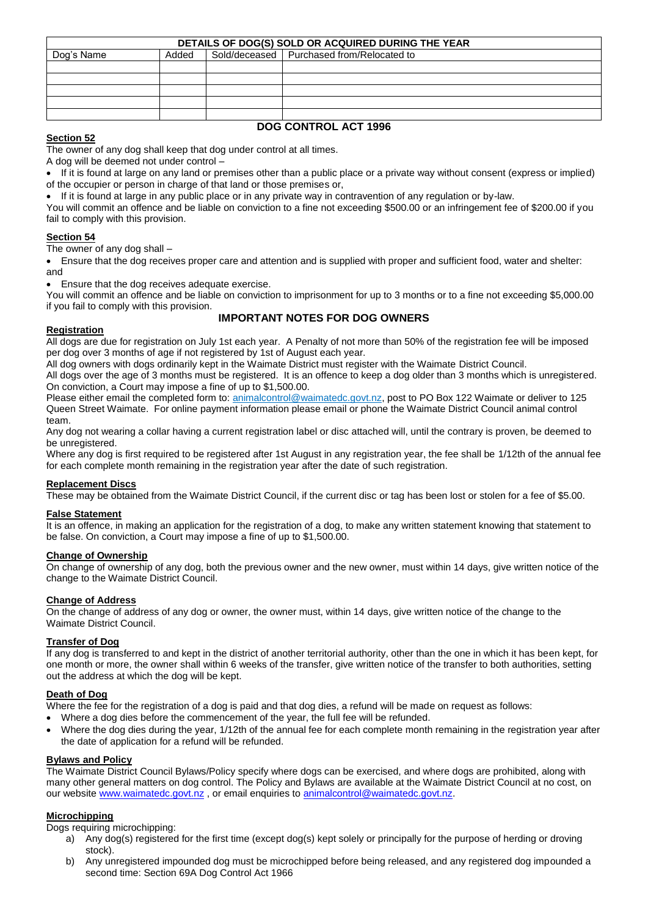| DETAILS OF DOG(S) SOLD OR ACQUIRED DURING THE YEAR | | | |
|---|---|---|---|
| Dog's Name | Added | Sold/deceased | Purchased from/Relocated to |
| | | | |
| | | | |
| | | | |
| | | | |
| | | | |

## DOG CONTROL ACT 1996

**Section 52**

The owner of any dog shall keep that dog under control at all times.

A dog will be deemed not under control –

- If it is found at large on any land or premises other than a public place or a private way without consent (express or implied) of the occupier or person in charge of that land or those premises or,
- If it is found at large in any public place or in any private way in contravention of any regulation or by-law.

You will commit an offence and be liable on conviction to a fine not exceeding $500.00 or an infringement fee of $200.00 if you fail to comply with this provision.

**Section 54**

The owner of any dog shall –

- Ensure that the dog receives proper care and attention and is supplied with proper and sufficient food, water and shelter: and
- Ensure that the dog receives adequate exercise.

You will commit an offence and be liable on conviction to imprisonment for up to 3 months or to a fine not exceeding $5,000.00 if you fail to comply with this provision.

## IMPORTANT NOTES FOR DOG OWNERS

**Registration**

All dogs are due for registration on July 1st each year. A Penalty of not more than 50% of the registration fee will be imposed per dog over 3 months of age if not registered by 1st of August each year.

All dog owners with dogs ordinarily kept in the Waimate District must register with the Waimate District Council.

All dogs over the age of 3 months must be registered. It is an offence to keep a dog older than 3 months which is unregistered. On conviction, a Court may impose a fine of up to $1,500.00.

Please either email the completed form to: animalcontrol@waimatedc.govt.nz, post to PO Box 122 Waimate or deliver to 125 Queen Street Waimate. For online payment information please email or phone the Waimate District Council animal control team.

Any dog not wearing a collar having a current registration label or disc attached will, until the contrary is proven, be deemed to be unregistered.

Where any dog is first required to be registered after 1st August in any registration year, the fee shall be 1/12th of the annual fee for each complete month remaining in the registration year after the date of such registration.

**Replacement Discs**

These may be obtained from the Waimate District Council, if the current disc or tag has been lost or stolen for a fee of $5.00.

**False Statement**

It is an offence, in making an application for the registration of a dog, to make any written statement knowing that statement to be false. On conviction, a Court may impose a fine of up to $1,500.00.

**Change of Ownership**

On change of ownership of any dog, both the previous owner and the new owner, must within 14 days, give written notice of the change to the Waimate District Council.

**Change of Address**

On the change of address of any dog or owner, the owner must, within 14 days, give written notice of the change to the Waimate District Council.

**Transfer of Dog**

If any dog is transferred to and kept in the district of another territorial authority, other than the one in which it has been kept, for one month or more, the owner shall within 6 weeks of the transfer, give written notice of the transfer to both authorities, setting out the address at which the dog will be kept.

**Death of Dog**

Where the fee for the registration of a dog is paid and that dog dies, a refund will be made on request as follows:

- Where a dog dies before the commencement of the year, the full fee will be refunded.
- Where the dog dies during the year, 1/12th of the annual fee for each complete month remaining in the registration year after the date of application for a refund will be refunded.

**Bylaws and Policy**

The Waimate District Council Bylaws/Policy specify where dogs can be exercised, and where dogs are prohibited, along with many other general matters on dog control. The Policy and Bylaws are available at the Waimate District Council at no cost, on our website www.waimatedc.govt.nz , or email enquiries to animalcontrol@waimatedc.govt.nz.

**Microchipping**

Dogs requiring microchipping:

a) Any dog(s) registered for the first time (except dog(s) kept solely or principally for the purpose of herding or droving stock).

b) Any unregistered impounded dog must be microchipped before being released, and any registered dog impounded a second time: Section 69A Dog Control Act 1966